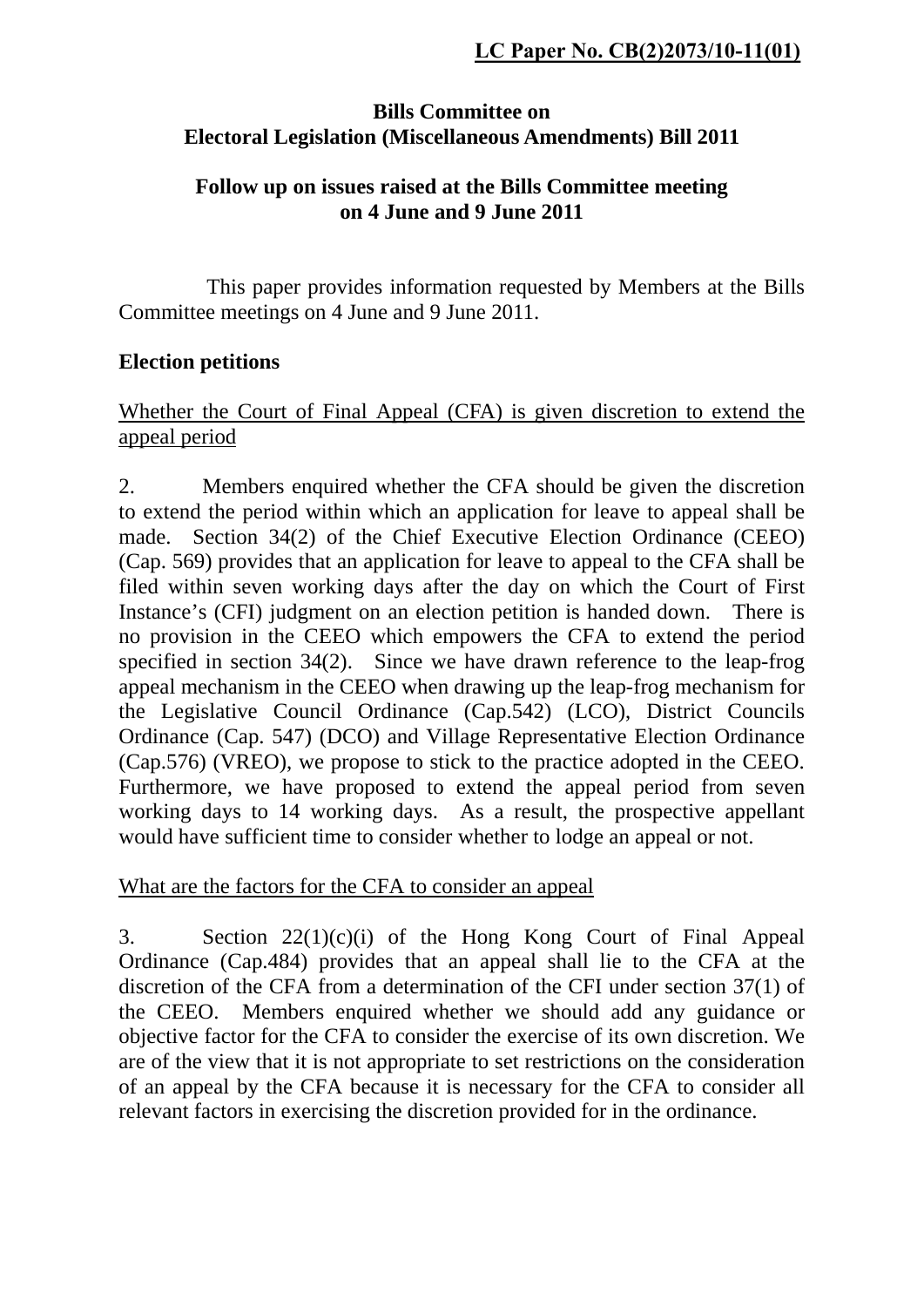**LC Paper No. CB(2)2073/10-11(01)**

**Bills Committee on**
**Electoral Legislation (Miscellaneous Amendments) Bill 2011**

**Follow up on issues raised at the Bills Committee meeting on 4 June and 9 June 2011**

This paper provides information requested by Members at the Bills Committee meetings on 4 June and 9 June 2011.

**Election petitions**

Whether the Court of Final Appeal (CFA) is given discretion to extend the appeal period

2. Members enquired whether the CFA should be given the discretion to extend the period within which an application for leave to appeal shall be made. Section 34(2) of the Chief Executive Election Ordinance (CEEO) (Cap. 569) provides that an application for leave to appeal to the CFA shall be filed within seven working days after the day on which the Court of First Instance's (CFI) judgment on an election petition is handed down. There is no provision in the CEEO which empowers the CFA to extend the period specified in section 34(2). Since we have drawn reference to the leap-frog appeal mechanism in the CEEO when drawing up the leap-frog mechanism for the Legislative Council Ordinance (Cap.542) (LCO), District Councils Ordinance (Cap. 547) (DCO) and Village Representative Election Ordinance (Cap.576) (VREO), we propose to stick to the practice adopted in the CEEO. Furthermore, we have proposed to extend the appeal period from seven working days to 14 working days. As a result, the prospective appellant would have sufficient time to consider whether to lodge an appeal or not.

What are the factors for the CFA to consider an appeal

3. Section 22(1)(c)(i) of the Hong Kong Court of Final Appeal Ordinance (Cap.484) provides that an appeal shall lie to the CFA at the discretion of the CFA from a determination of the CFI under section 37(1) of the CEEO. Members enquired whether we should add any guidance or objective factor for the CFA to consider the exercise of its own discretion. We are of the view that it is not appropriate to set restrictions on the consideration of an appeal by the CFA because it is necessary for the CFA to consider all relevant factors in exercising the discretion provided for in the ordinance.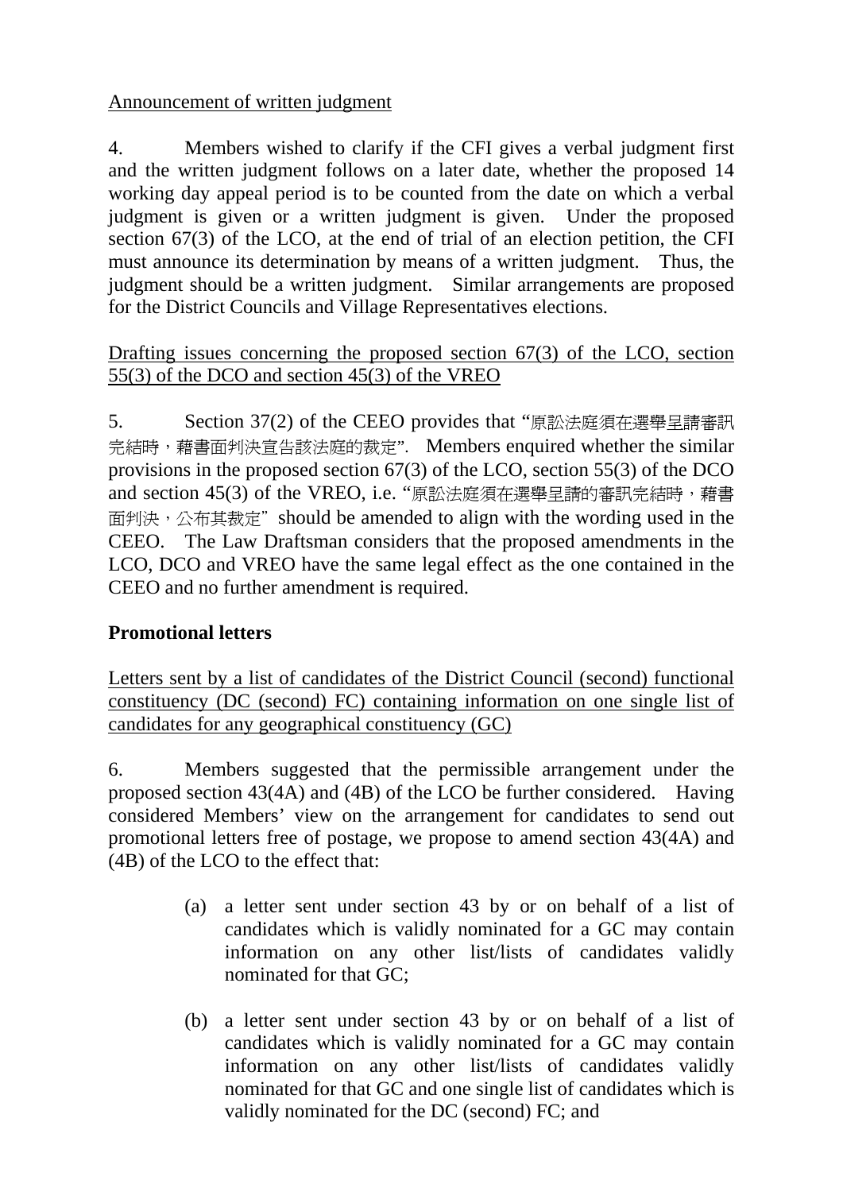Announcement of written judgment

4. Members wished to clarify if the CFI gives a verbal judgment first and the written judgment follows on a later date, whether the proposed 14 working day appeal period is to be counted from the date on which a verbal judgment is given or a written judgment is given. Under the proposed section 67(3) of the LCO, at the end of trial of an election petition, the CFI must announce its determination by means of a written judgment. Thus, the judgment should be a written judgment. Similar arrangements are proposed for the District Councils and Village Representatives elections.

Drafting issues concerning the proposed section 67(3) of the LCO, section 55(3) of the DCO and section 45(3) of the VREO

5. Section 37(2) of the CEEO provides that "原訟法庭須在選舉呈請審訊完結時，藉書面判決宣告該法庭的裁定". Members enquired whether the similar provisions in the proposed section 67(3) of the LCO, section 55(3) of the DCO and section 45(3) of the VREO, i.e. "原訟法庭須在選舉呈請的審訊完結時，藉書面判決，公布其裁定" should be amended to align with the wording used in the CEEO. The Law Draftsman considers that the proposed amendments in the LCO, DCO and VREO have the same legal effect as the one contained in the CEEO and no further amendment is required.

**Promotional letters**

Letters sent by a list of candidates of the District Council (second) functional constituency (DC (second) FC) containing information on one single list of candidates for any geographical constituency (GC)

6. Members suggested that the permissible arrangement under the proposed section 43(4A) and (4B) of the LCO be further considered. Having considered Members' view on the arrangement for candidates to send out promotional letters free of postage, we propose to amend section 43(4A) and (4B) of the LCO to the effect that:

(a) a letter sent under section 43 by or on behalf of a list of candidates which is validly nominated for a GC may contain information on any other list/lists of candidates validly nominated for that GC;

(b) a letter sent under section 43 by or on behalf of a list of candidates which is validly nominated for a GC may contain information on any other list/lists of candidates validly nominated for that GC and one single list of candidates which is validly nominated for the DC (second) FC; and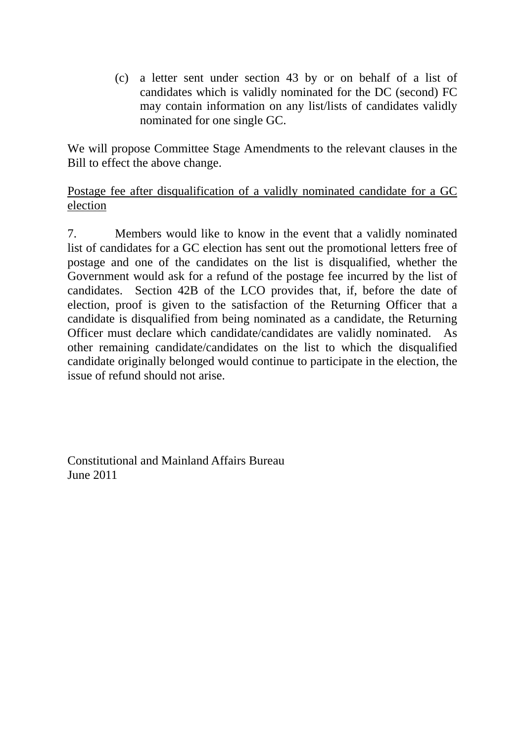(c) a letter sent under section 43 by or on behalf of a list of candidates which is validly nominated for the DC (second) FC may contain information on any list/lists of candidates validly nominated for one single GC.

We will propose Committee Stage Amendments to the relevant clauses in the Bill to effect the above change.

<u>Postage fee after disqualification of a validly nominated candidate for a GC election</u>

7. Members would like to know in the event that a validly nominated list of candidates for a GC election has sent out the promotional letters free of postage and one of the candidates on the list is disqualified, whether the Government would ask for a refund of the postage fee incurred by the list of candidates. Section 42B of the LCO provides that, if, before the date of election, proof is given to the satisfaction of the Returning Officer that a candidate is disqualified from being nominated as a candidate, the Returning Officer must declare which candidate/candidates are validly nominated. As other remaining candidate/candidates on the list to which the disqualified candidate originally belonged would continue to participate in the election, the issue of refund should not arise.

Constitutional and Mainland Affairs Bureau
June 2011